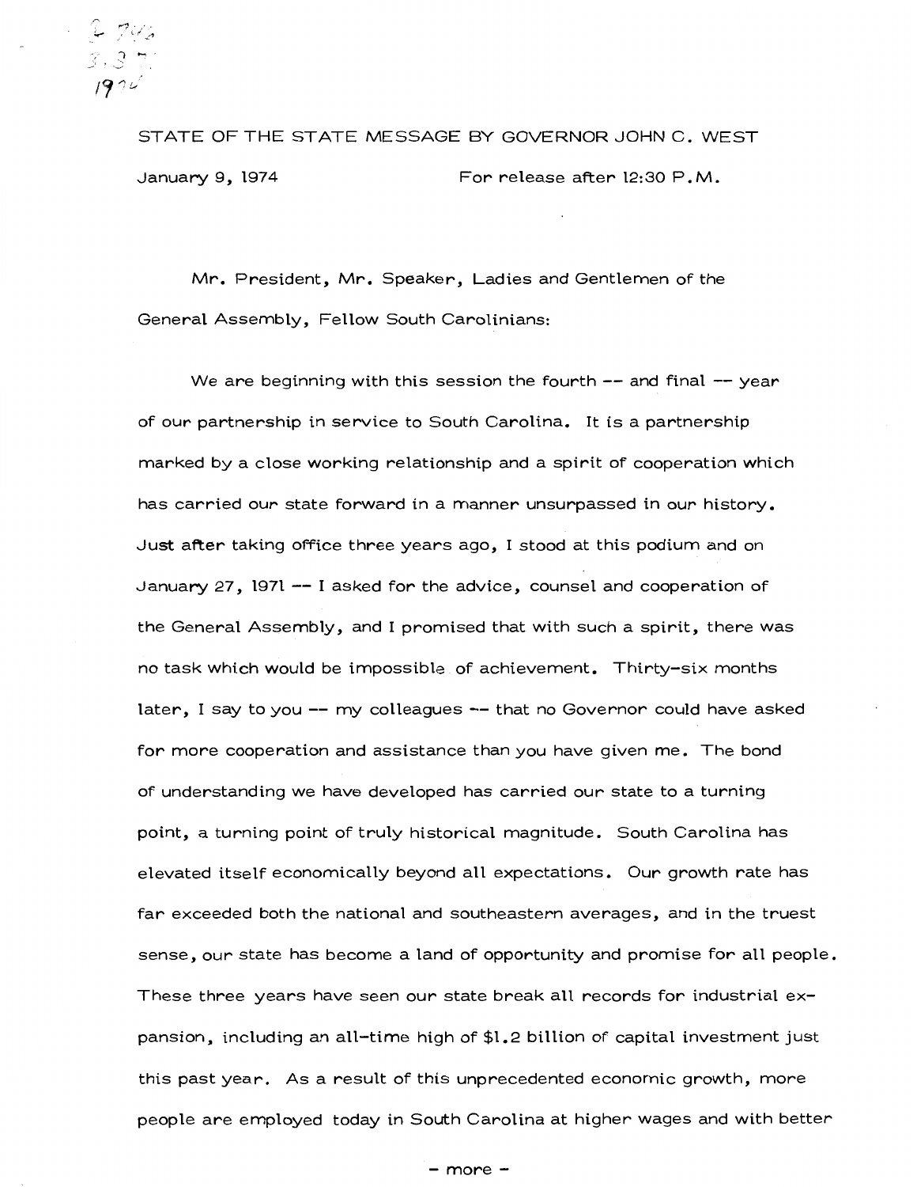STATE OF THE STATE MESSAGE BY GOVERNOR JOHN C. WEST

January 9, 1974 For release after 12:30 P.M.

Mr. President, Mr. Speaker, Ladies and Gentlemen of the General Assembly, Fellow South Carolinians:

We are beginning with this session the fourth -- and final -- year of our partnership in service to South Carolina. It is a partnership marked by a close working relationship and a spirit of cooperation which has carried our state forward in a manner unsurpassed in our history. Just after taking office three years ago, I stood at this podium and on January 27, 1971 -- I asked for the advice, counsel and cooperation of the General Assembly, and I promised that with such a spirit, there was no task which would be impossible of achievement. Thirty-six months later, I say to you -- my colleagues -- that no Governor could have asked for more cooperation and assistance than you have given me. The bond of understanding we have developed has carried our state to a turning point, a turning point of truly historical magnitude. South Carolina has elevated itself economically beyond all expectations. Our growth rate has far exceeded both the national and southeastern averages, and in the truest sense, our state has become a land of opportunity and promise for all people. These three years have seen our state break all records for industrial expansion, including an all-time high of $1.2 billion of capital investment just this past year. As a result of this unprecedented economic growth, more people are employed today in South Carolina at higher wages and with better

- more -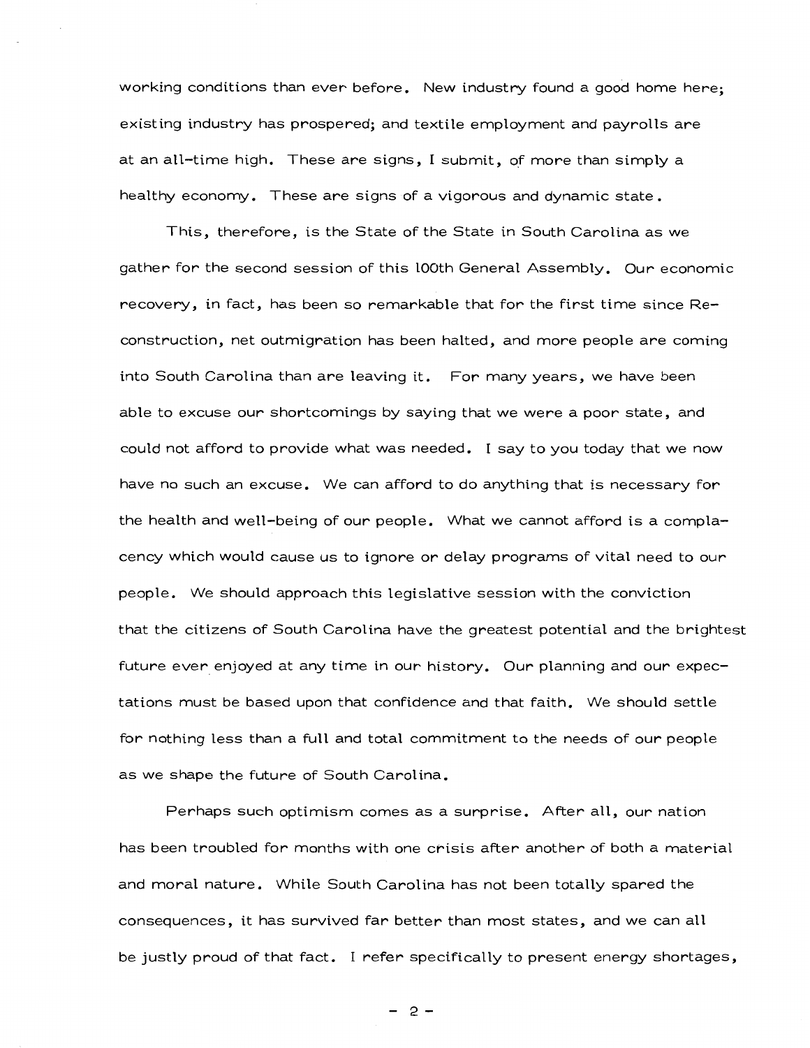working conditions than ever before. New industry found a good home here; existing industry has prospered; and textile employment and payrolls are at an all-time high. These are signs, I submit, of more than simply a healthy economy. These are signs of a vigorous and dynamic state.

This, therefore, is the State of the State in South Carolina as we gather for the second session of this 100th General Assembly. Our economic recovery, in fact, has been so remarkable that for the first time since Reconstruction, net outmigration has been halted, and more people are coming into South Carolina than are leaving it. For many years, we have been able to excuse our shortcomings by saying that we were a poor state, and could not afford to provide what was needed. I say to you today that we now have no such an excuse. We can afford to do anything that is necessary for the health and well-being of our people. What we cannot afford is a complacency which would cause us to ignore or delay programs of vital need to our people. We should approach this legislative session with the conviction that the citizens of South Carolina have the greatest potential and the brightest future ever enjoyed at any time in our history. Our planning and our expectations must be based upon that confidence and that faith. We should settle for nothing less than a full and total commitment to the needs of our people as we shape the future of South Carolina.

Perhaps such optimism comes as a surprise. After all, our nation has been troubled for months with one crisis after another of both a material and moral nature. While South Carolina has not been totally spared the consequences, it has survived far better than most states, and we can all be justly proud of that fact. I refer specifically to present energy shortages,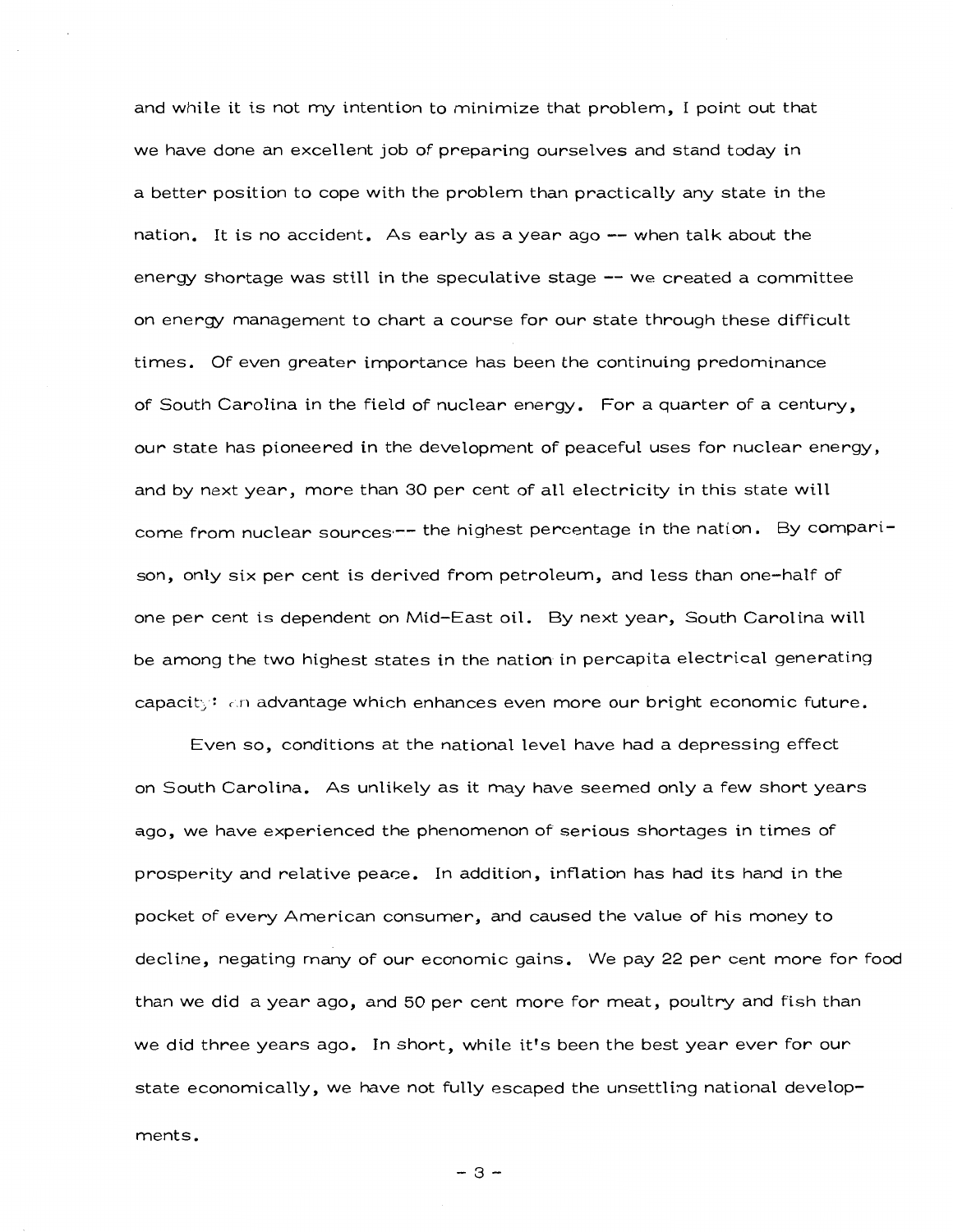and while it is not my intention to minimize that problem, I point out that we have done an excellent job of preparing ourselves and stand today in a better position to cope with the problem than practically any state in the nation. It is no accident. As early as a year ago -- when talk about the energy shortage was still in the speculative stage -- we created a committee on energy management to chart a course for our state through these difficult times. Of even greater importance has been the continuing predominance of South Carolina in the field of nuclear energy. For a quarter of a century, our state has pioneered in the development of peaceful uses for nuclear energy, and by next year, more than 30 per cent of all electricity in this state will come from nuclear sources -- the highest percentage in the nation. By comparison, only six per cent is derived from petroleum, and less than one-half of one per cent is dependent on Mid-East oil. By next year, South Carolina will be among the two highest states in the nation in percapita electrical generating capacity: an advantage which enhances even more our bright economic future.

Even so, conditions at the national level have had a depressing effect on South Carolina. As unlikely as it may have seemed only a few short years ago, we have experienced the phenomenon of serious shortages in times of prosperity and relative peace. In addition, inflation has had its hand in the pocket of every American consumer, and caused the value of his money to decline, negating many of our economic gains. We pay 22 per cent more for food than we did a year ago, and 50 per cent more for meat, poultry and fish than we did three years ago. In short, while it's been the best year ever for our state economically, we have not fully escaped the unsettling national developments.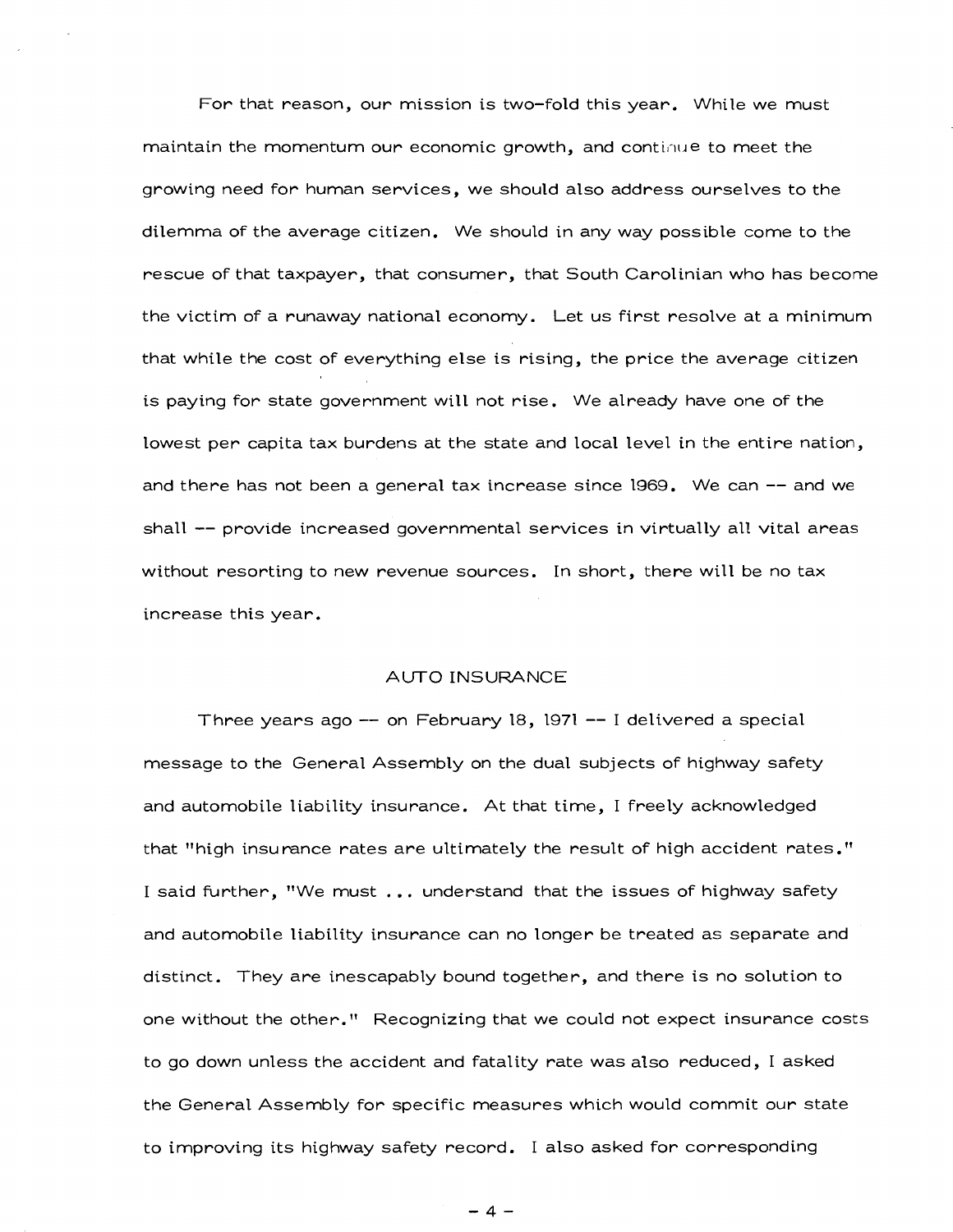For that reason, our mission is two-fold this year. While we must maintain the momentum our economic growth, and continue to meet the growing need for human services, we should also address ourselves to the dilemma of the average citizen. We should in any way possible come to the rescue of that taxpayer, that consumer, that South Carolinian who has become the victim of a runaway national economy. Let us first resolve at a minimum that while the cost of everything else is rising, the price the average citizen is paying for state government will not rise. We already have one of the lowest per capita tax burdens at the state and local level in the entire nation, and there has not been a general tax increase since 1969. We can -- and we shall -- provide increased governmental services in virtually all vital areas without resorting to new revenue sources. In short, there will be no tax increase this year.

## AUTO INSURANCE

Three years ago -- on February 18, 1971 -- I delivered a special message to the General Assembly on the dual subjects of highway safety and automobile liability insurance. At that time, I freely acknowledged that "high insurance rates are ultimately the result of high accident rates." I said further, "We must ... understand that the issues of highway safety and automobile liability insurance can no longer be treated as separate and distinct. They are inescapably bound together, and there is no solution to one without the other." Recognizing that we could not expect insurance costs to go down unless the accident and fatality rate was also reduced, I asked the General Assembly for specific measures which would commit our state to improving its highway safety record. I also asked for corresponding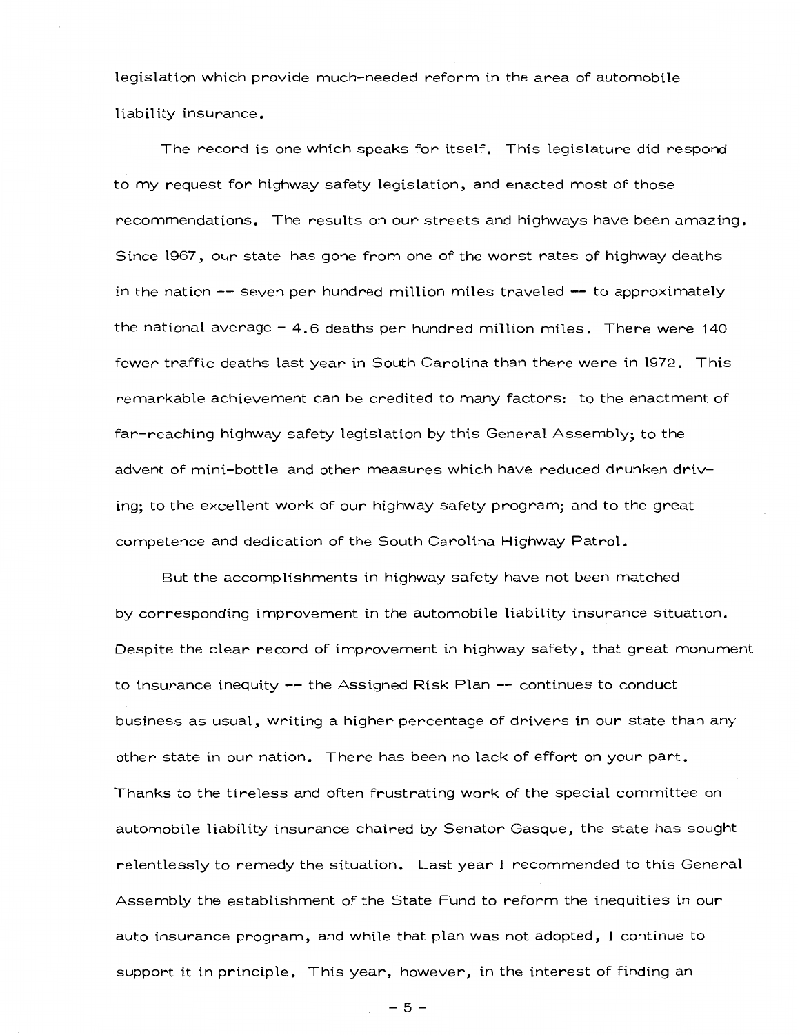legislation which provide much-needed reform in the area of automobile liability insurance.

The record is one which speaks for itself. This legislature did respond to my request for highway safety legislation, and enacted most of those recommendations. The results on our streets and highways have been amazing. Since 1967, our state has gone from one of the worst rates of highway deaths in the nation -- seven per hundred million miles traveled -- to approximately the national average - 4.6 deaths per hundred million miles. There were 140 fewer traffic deaths last year in South Carolina than there were in 1972. This remarkable achievement can be credited to many factors: to the enactment of far-reaching highway safety legislation by this General Assembly; to the advent of mini-bottle and other measures which have reduced drunken driving; to the excellent work of our highway safety program; and to the great competence and dedication of the South Carolina Highway Patrol.

But the accomplishments in highway safety have not been matched by corresponding improvement in the automobile liability insurance situation. Despite the clear record of improvement in highway safety, that great monument to insurance inequity -- the Assigned Risk Plan -- continues to conduct business as usual, writing a higher percentage of drivers in our state than any other state in our nation. There has been no lack of effort on your part. Thanks to the tireless and often frustrating work of the special committee on automobile liability insurance chaired by Senator Gasque, the state has sought relentlessly to remedy the situation. Last year I recommended to this General Assembly the establishment of the State Fund to reform the inequities in our auto insurance program, and while that plan was not adopted, I continue to support it in principle. This year, however, in the interest of finding an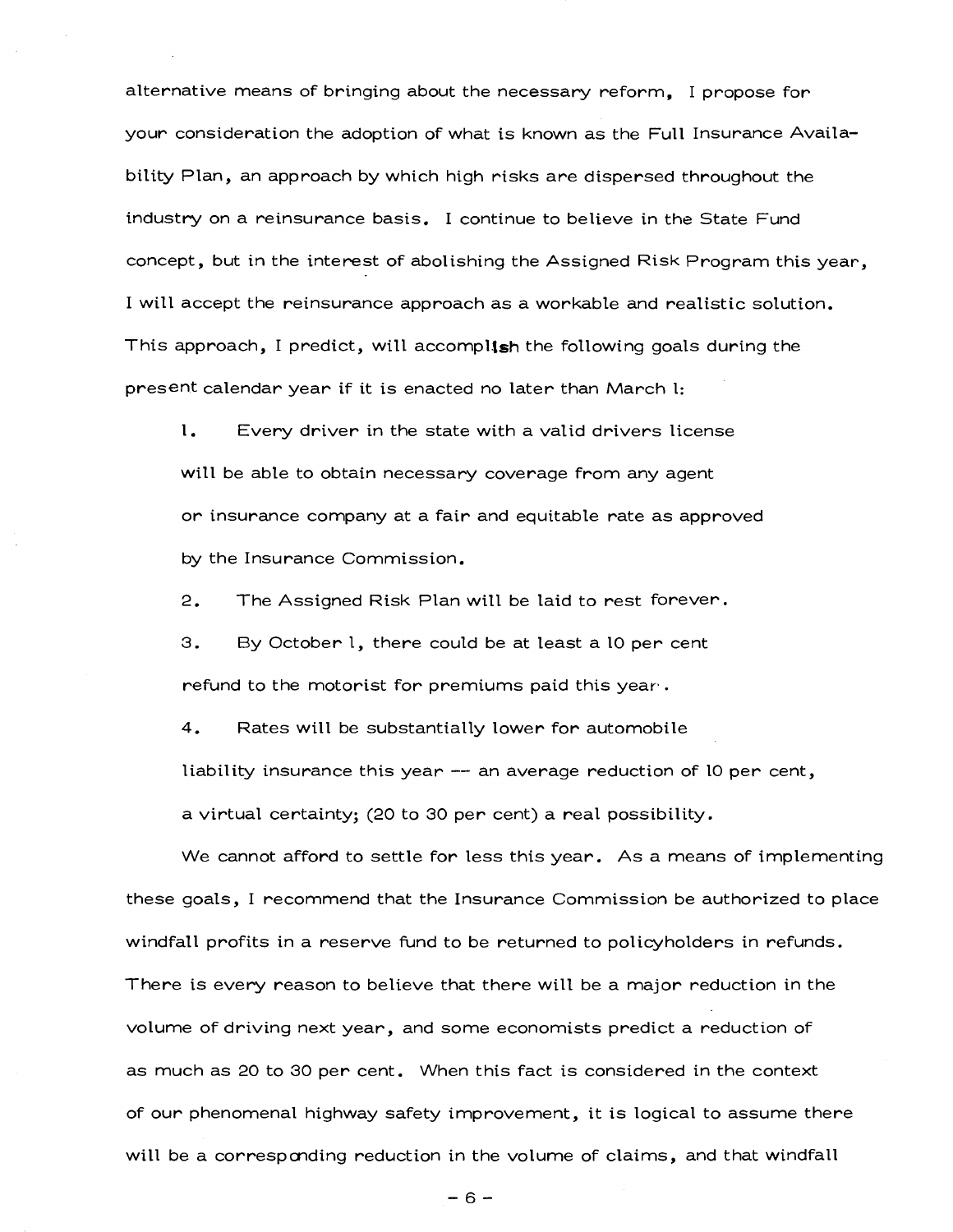alternative means of bringing about the necessary reform, I propose for your consideration the adoption of what is known as the Full Insurance Availability Plan, an approach by which high risks are dispersed throughout the industry on a reinsurance basis. I continue to believe in the State Fund concept, but in the interest of abolishing the Assigned Risk Program this year, I will accept the reinsurance approach as a workable and realistic solution. This approach, I predict, will accomplish the following goals during the present calendar year if it is enacted no later than March 1:

1. Every driver in the state with a valid drivers license will be able to obtain necessary coverage from any agent or insurance company at a fair and equitable rate as approved by the Insurance Commission.

2. The Assigned Risk Plan will be laid to rest forever.

3. By October 1, there could be at least a 10 per cent refund to the motorist for premiums paid this year.

4. Rates will be substantially lower for automobile liability insurance this year -- an average reduction of 10 per cent, a virtual certainty; (20 to 30 per cent) a real possibility.

We cannot afford to settle for less this year. As a means of implementing these goals, I recommend that the Insurance Commission be authorized to place windfall profits in a reserve fund to be returned to policyholders in refunds. There is every reason to believe that there will be a major reduction in the volume of driving next year, and some economists predict a reduction of as much as 20 to 30 per cent. When this fact is considered in the context of our phenomenal highway safety improvement, it is logical to assume there will be a corresponding reduction in the volume of claims, and that windfall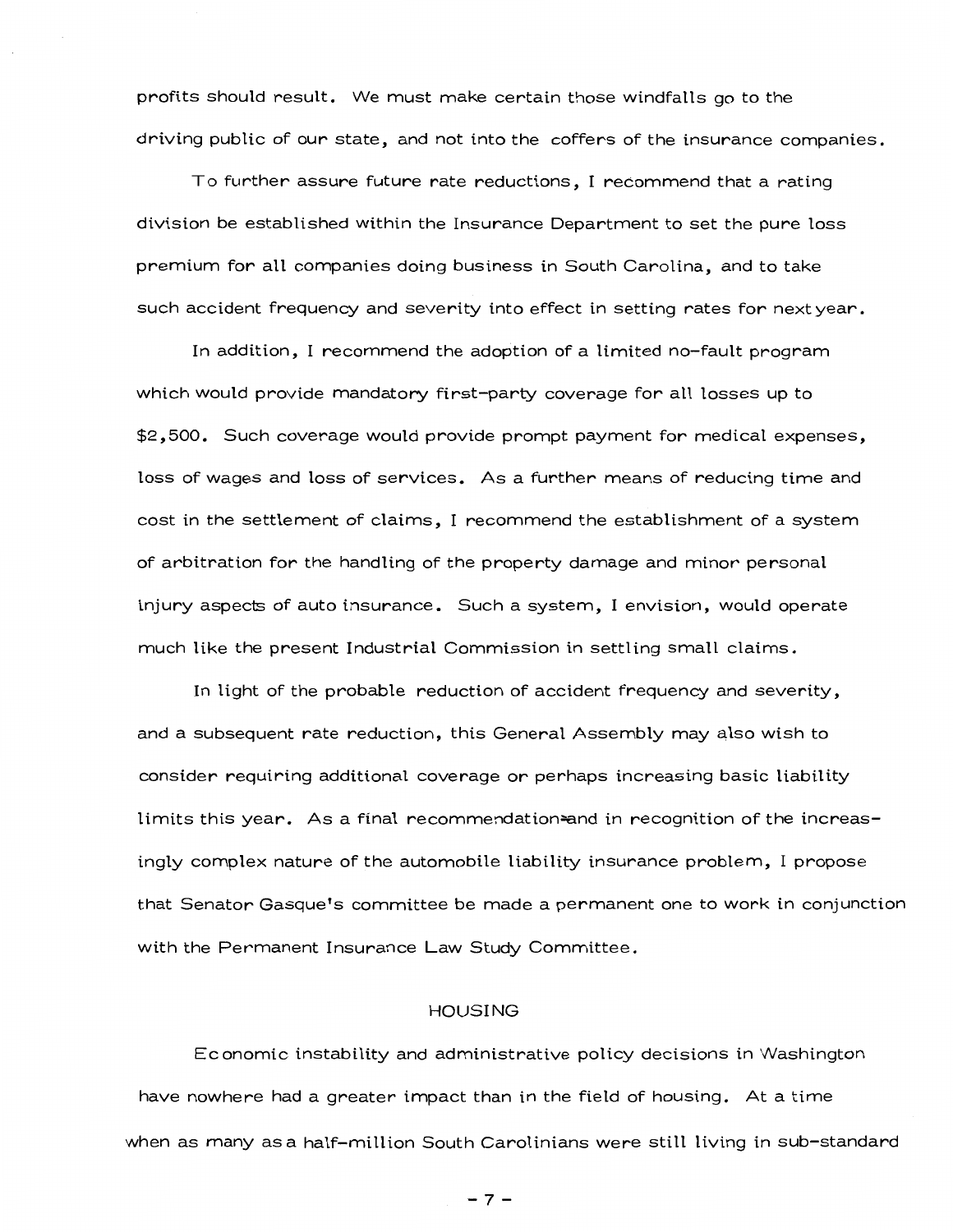profits should result. We must make certain those windfalls go to the driving public of our state, and not into the coffers of the insurance companies.

To further assure future rate reductions, I recommend that a rating division be established within the Insurance Department to set the pure loss premium for all companies doing business in South Carolina, and to take such accident frequency and severity into effect in setting rates for next year.

In addition, I recommend the adoption of a limited no-fault program which would provide mandatory first-party coverage for all losses up to $2,500. Such coverage would provide prompt payment for medical expenses, loss of wages and loss of services. As a further means of reducing time and cost in the settlement of claims, I recommend the establishment of a system of arbitration for the handling of the property damage and minor personal injury aspects of auto insurance. Such a system, I envision, would operate much like the present Industrial Commission in settling small claims.

In light of the probable reduction of accident frequency and severity, and a subsequent rate reduction, this General Assembly may also wish to consider requiring additional coverage or perhaps increasing basic liability limits this year. As a final recommendation and in recognition of the increasingly complex nature of the automobile liability insurance problem, I propose that Senator Gasque's committee be made a permanent one to work in conjunction with the Permanent Insurance Law Study Committee.

## HOUSING

Economic instability and administrative policy decisions in Washington have nowhere had a greater impact than in the field of housing. At a time when as many as a half-million South Carolinians were still living in sub-standard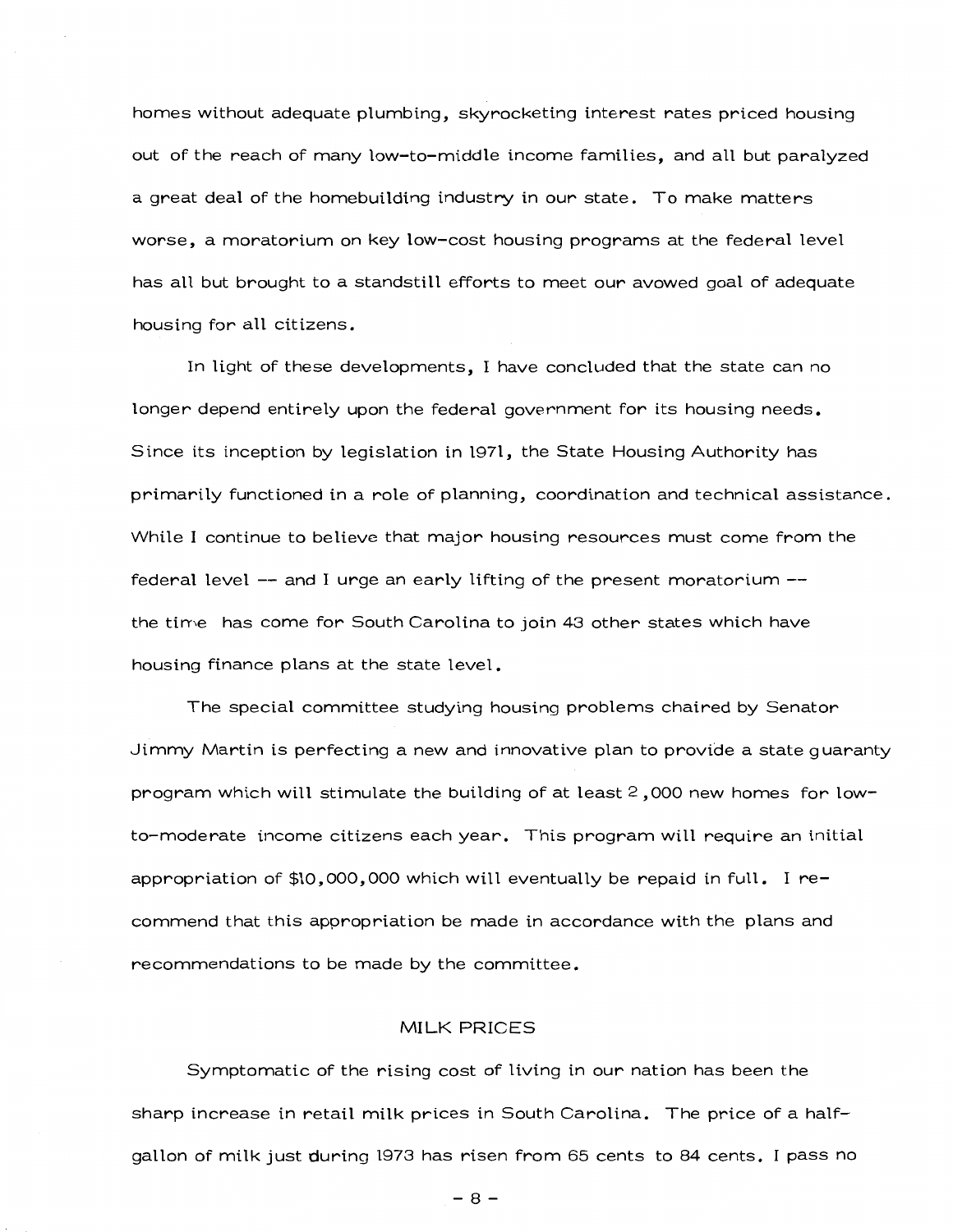homes without adequate plumbing, skyrocketing interest rates priced housing out of the reach of many low-to-middle income families, and all but paralyzed a great deal of the homebuilding industry in our state. To make matters worse, a moratorium on key low-cost housing programs at the federal level has all but brought to a standstill efforts to meet our avowed goal of adequate housing for all citizens.

In light of these developments, I have concluded that the state can no longer depend entirely upon the federal government for its housing needs. Since its inception by legislation in 1971, the State Housing Authority has primarily functioned in a role of planning, coordination and technical assistance. While I continue to believe that major housing resources must come from the federal level -- and I urge an early lifting of the present moratorium -- the time has come for South Carolina to join 43 other states which have housing finance plans at the state level.

The special committee studying housing problems chaired by Senator Jimmy Martin is perfecting a new and innovative plan to provide a state guaranty program which will stimulate the building of at least 2,000 new homes for low-to-moderate income citizens each year. This program will require an initial appropriation of $10,000,000 which will eventually be repaid in full. I recommend that this appropriation be made in accordance with the plans and recommendations to be made by the committee.

## MILK PRICES

Symptomatic of the rising cost of living in our nation has been the sharp increase in retail milk prices in South Carolina. The price of a half-gallon of milk just during 1973 has risen from 65 cents to 84 cents. I pass no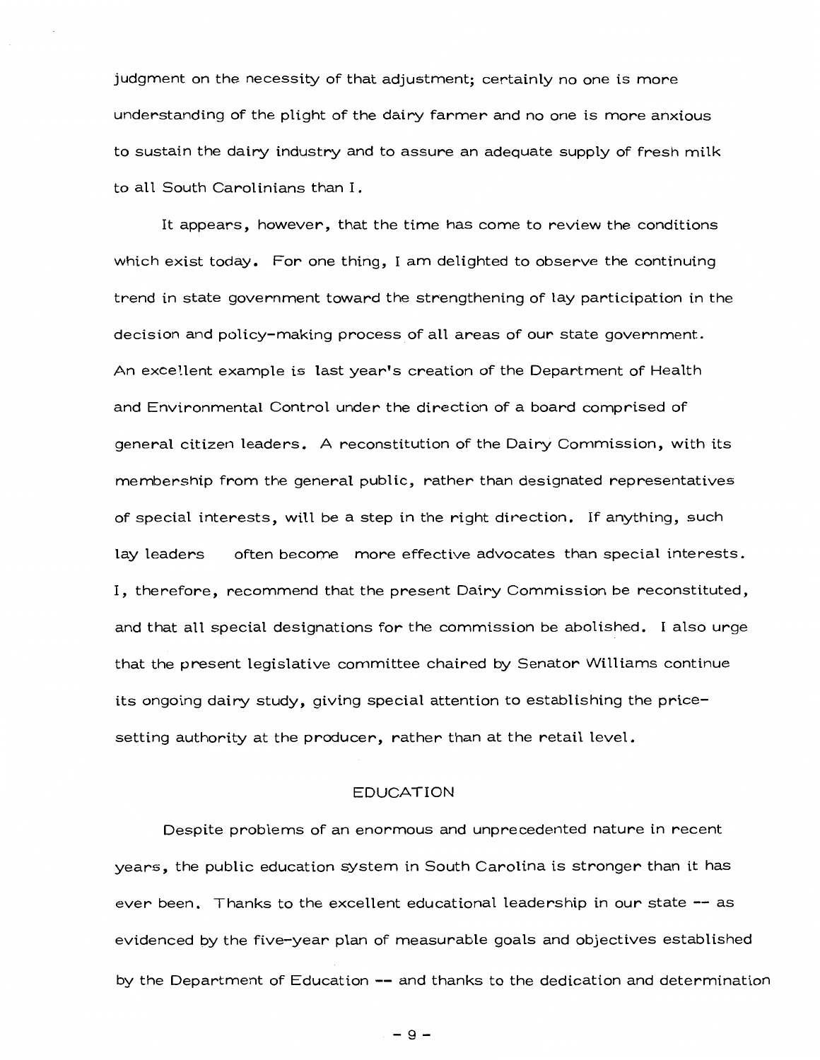judgment on the necessity of that adjustment; certainly no one is more understanding of the plight of the dairy farmer and no one is more anxious to sustain the dairy industry and to assure an adequate supply of fresh milk to all South Carolinians than I.

It appears, however, that the time has come to review the conditions which exist today. For one thing, I am delighted to observe the continuing trend in state government toward the strengthening of lay participation in the decision and policy-making process of all areas of our state government. An excellent example is last year's creation of the Department of Health and Environmental Control under the direction of a board comprised of general citizen leaders. A reconstitution of the Dairy Commission, with its membership from the general public, rather than designated representatives of special interests, will be a step in the right direction. If anything, such lay leaders often become more effective advocates than special interests. I, therefore, recommend that the present Dairy Commission be reconstituted, and that all special designations for the commission be abolished. I also urge that the present legislative committee chaired by Senator Williams continue its ongoing dairy study, giving special attention to establishing the price-setting authority at the producer, rather than at the retail level.

## EDUCATION

Despite problems of an enormous and unprecedented nature in recent years, the public education system in South Carolina is stronger than it has ever been. Thanks to the excellent educational leadership in our state -- as evidenced by the five-year plan of measurable goals and objectives established by the Department of Education -- and thanks to the dedication and determination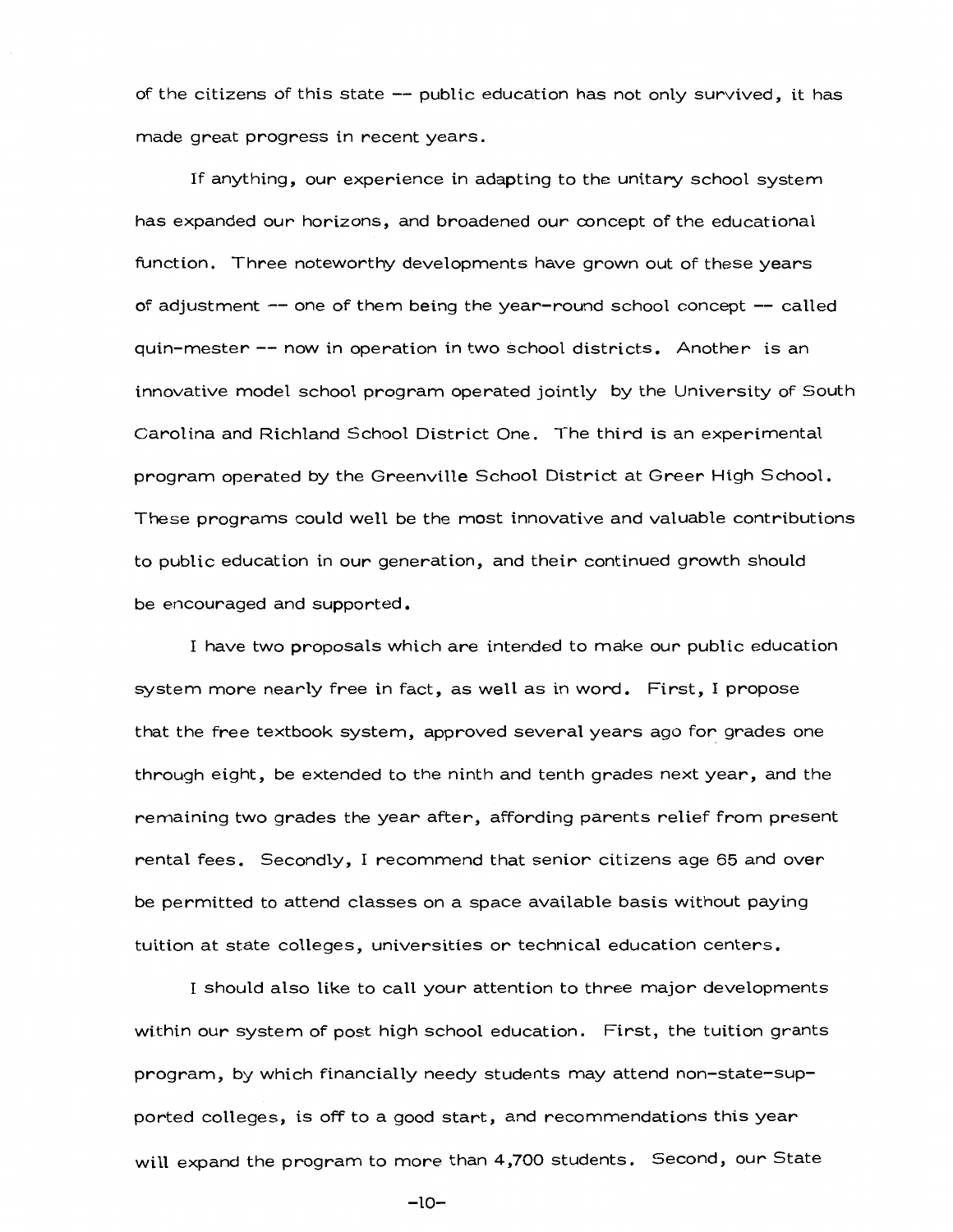of the citizens of this state -- public education has not only survived, it has made great progress in recent years.

If anything, our experience in adapting to the unitary school system has expanded our horizons, and broadened our concept of the educational function. Three noteworthy developments have grown out of these years of adjustment -- one of them being the year-round school concept -- called quin-mester -- now in operation in two school districts. Another is an innovative model school program operated jointly by the University of South Carolina and Richland School District One. The third is an experimental program operated by the Greenville School District at Greer High School. These programs could well be the most innovative and valuable contributions to public education in our generation, and their continued growth should be encouraged and supported.

I have two proposals which are intended to make our public education system more nearly free in fact, as well as in word. First, I propose that the free textbook system, approved several years ago for grades one through eight, be extended to the ninth and tenth grades next year, and the remaining two grades the year after, affording parents relief from present rental fees. Secondly, I recommend that senior citizens age 65 and over be permitted to attend classes on a space available basis without paying tuition at state colleges, universities or technical education centers.

I should also like to call your attention to three major developments within our system of post high school education. First, the tuition grants program, by which financially needy students may attend non-state-supported colleges, is off to a good start, and recommendations this year will expand the program to more than 4,700 students. Second, our State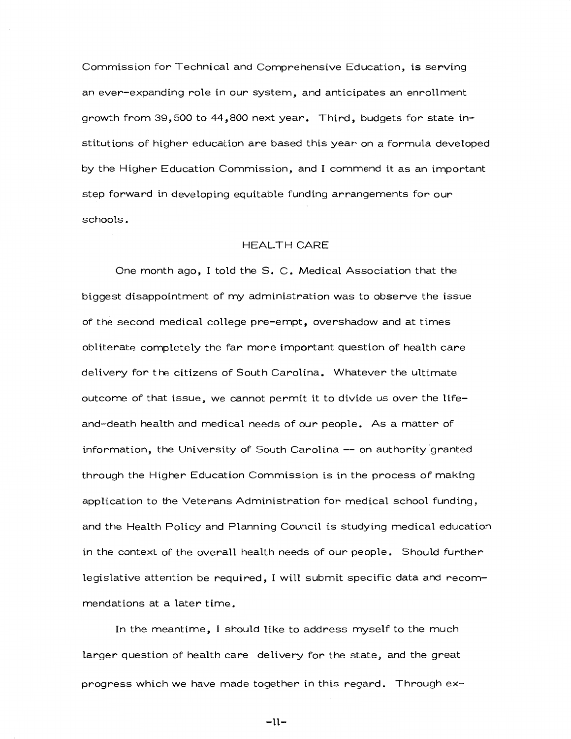Commission for Technical and Comprehensive Education, is serving an ever-expanding role in our system, and anticipates an enrollment growth from 39,500 to 44,800 next year. Third, budgets for state institutions of higher education are based this year on a formula developed by the Higher Education Commission, and I commend it as an important step forward in developing equitable funding arrangements for our schools.

## HEALTH CARE

One month ago, I told the S. C. Medical Association that the biggest disappointment of my administration was to observe the issue of the second medical college pre-empt, overshadow and at times obliterate completely the far more important question of health care delivery for the citizens of South Carolina. Whatever the ultimate outcome of that issue, we cannot permit it to divide us over the life-and-death health and medical needs of our people. As a matter of information, the University of South Carolina -- on authority granted through the Higher Education Commission is in the process of making application to the Veterans Administration for medical school funding, and the Health Policy and Planning Council is studying medical education in the context of the overall health needs of our people. Should further legislative attention be required, I will submit specific data and recommendations at a later time.

In the meantime, I should like to address myself to the much larger question of health care delivery for the state, and the great progress which we have made together in this regard. Through ex-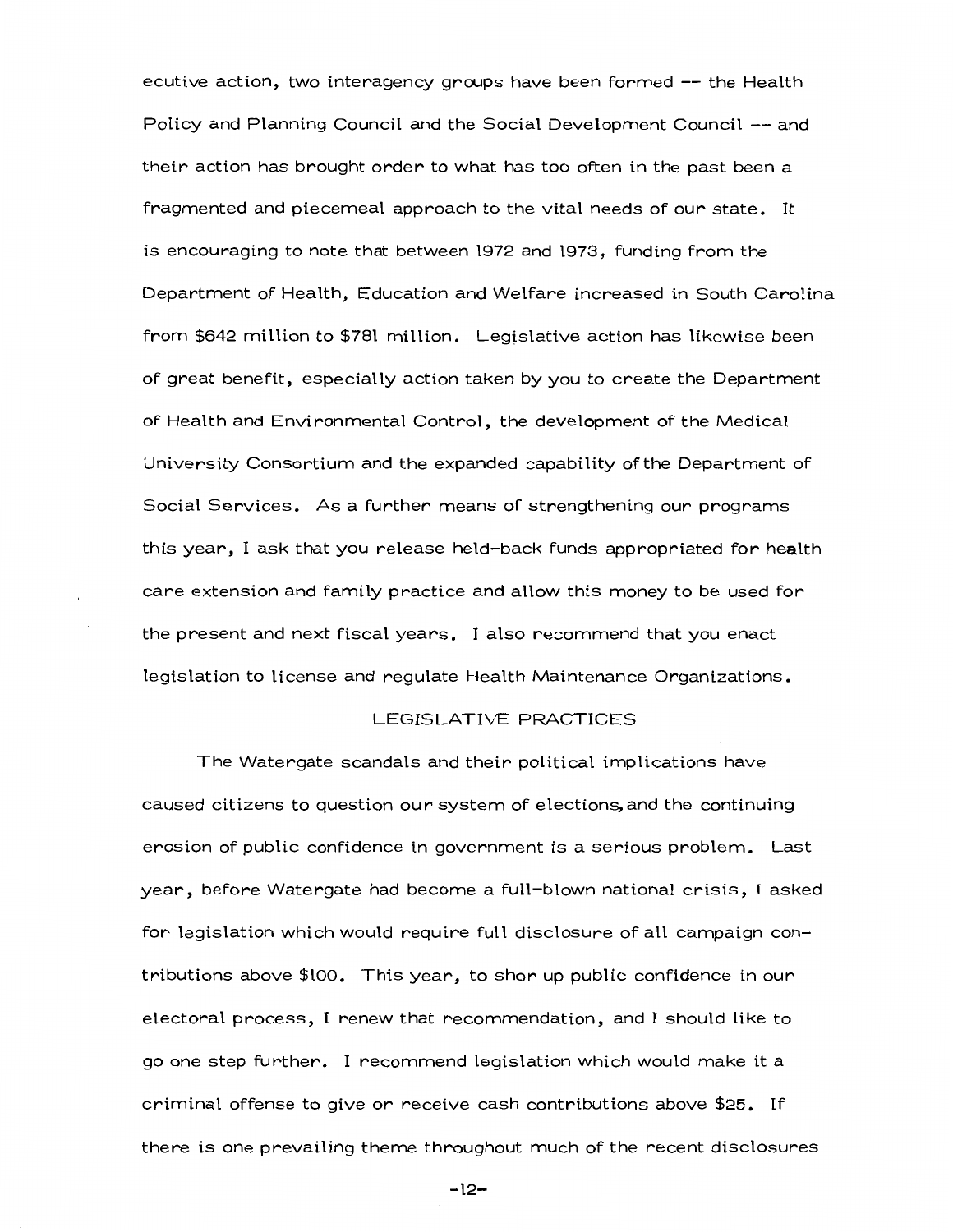ecutive action, two interagency groups have been formed -- the Health Policy and Planning Council and the Social Development Council -- and their action has brought order to what has too often in the past been a fragmented and piecemeal approach to the vital needs of our state. It is encouraging to note that between 1972 and 1973, funding from the Department of Health, Education and Welfare increased in South Carolina from $642 million to $781 million. Legislative action has likewise been of great benefit, especially action taken by you to create the Department of Health and Environmental Control, the development of the Medical University Consortium and the expanded capability of the Department of Social Services. As a further means of strengthening our programs this year, I ask that you release held-back funds appropriated for health care extension and family practice and allow this money to be used for the present and next fiscal years. I also recommend that you enact legislation to license and regulate Health Maintenance Organizations.

## LEGISLATIVE PRACTICES

The Watergate scandals and their political implications have caused citizens to question our system of elections, and the continuing erosion of public confidence in government is a serious problem. Last year, before Watergate had become a full-blown national crisis, I asked for legislation which would require full disclosure of all campaign contributions above $100. This year, to shor up public confidence in our electoral process, I renew that recommendation, and I should like to go one step further. I recommend legislation which would make it a criminal offense to give or receive cash contributions above $25. If there is one prevailing theme throughout much of the recent disclosures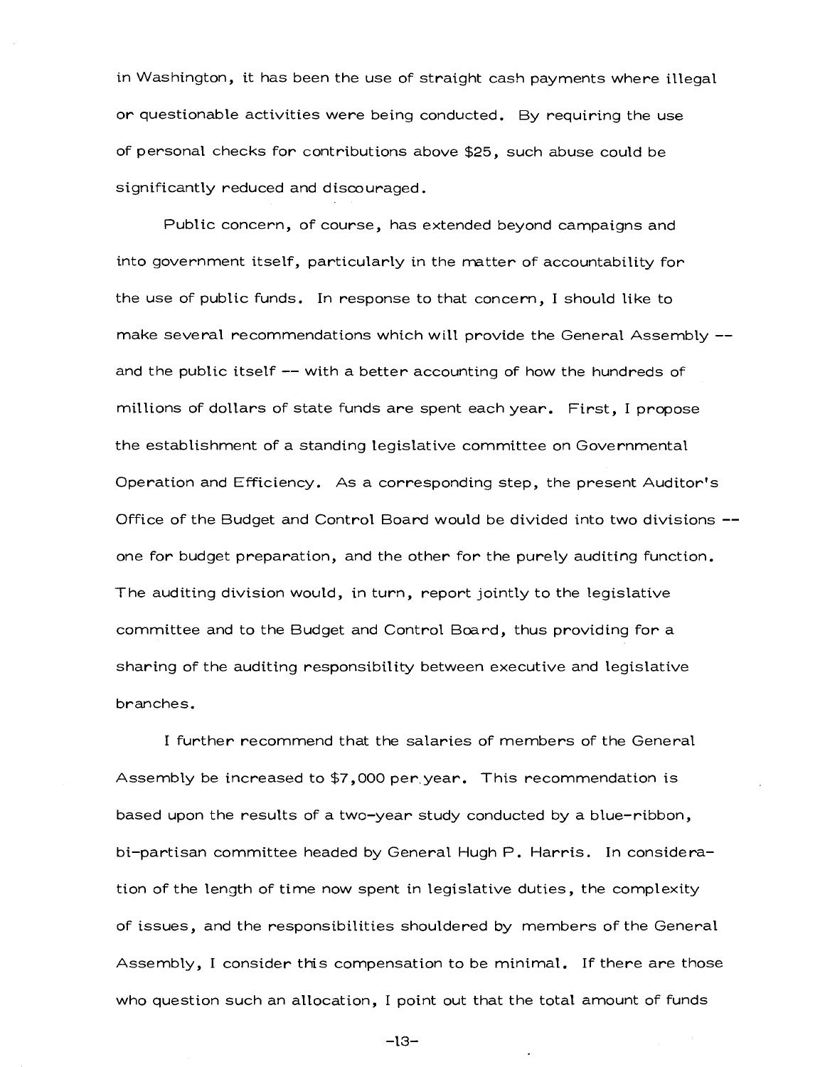in Washington, it has been the use of straight cash payments where illegal or questionable activities were being conducted. By requiring the use of personal checks for contributions above $25, such abuse could be significantly reduced and discouraged.

Public concern, of course, has extended beyond campaigns and into government itself, particularly in the matter of accountability for the use of public funds. In response to that concern, I should like to make several recommendations which will provide the General Assembly -- and the public itself -- with a better accounting of how the hundreds of millions of dollars of state funds are spent each year. First, I propose the establishment of a standing legislative committee on Governmental Operation and Efficiency. As a corresponding step, the present Auditor's Office of the Budget and Control Board would be divided into two divisions -- one for budget preparation, and the other for the purely auditing function. The auditing division would, in turn, report jointly to the legislative committee and to the Budget and Control Board, thus providing for a sharing of the auditing responsibility between executive and legislative branches.

I further recommend that the salaries of members of the General Assembly be increased to $7,000 per year. This recommendation is based upon the results of a two-year study conducted by a blue-ribbon, bi-partisan committee headed by General Hugh P. Harris. In consideration of the length of time now spent in legislative duties, the complexity of issues, and the responsibilities shouldered by members of the General Assembly, I consider this compensation to be minimal. If there are those who question such an allocation, I point out that the total amount of funds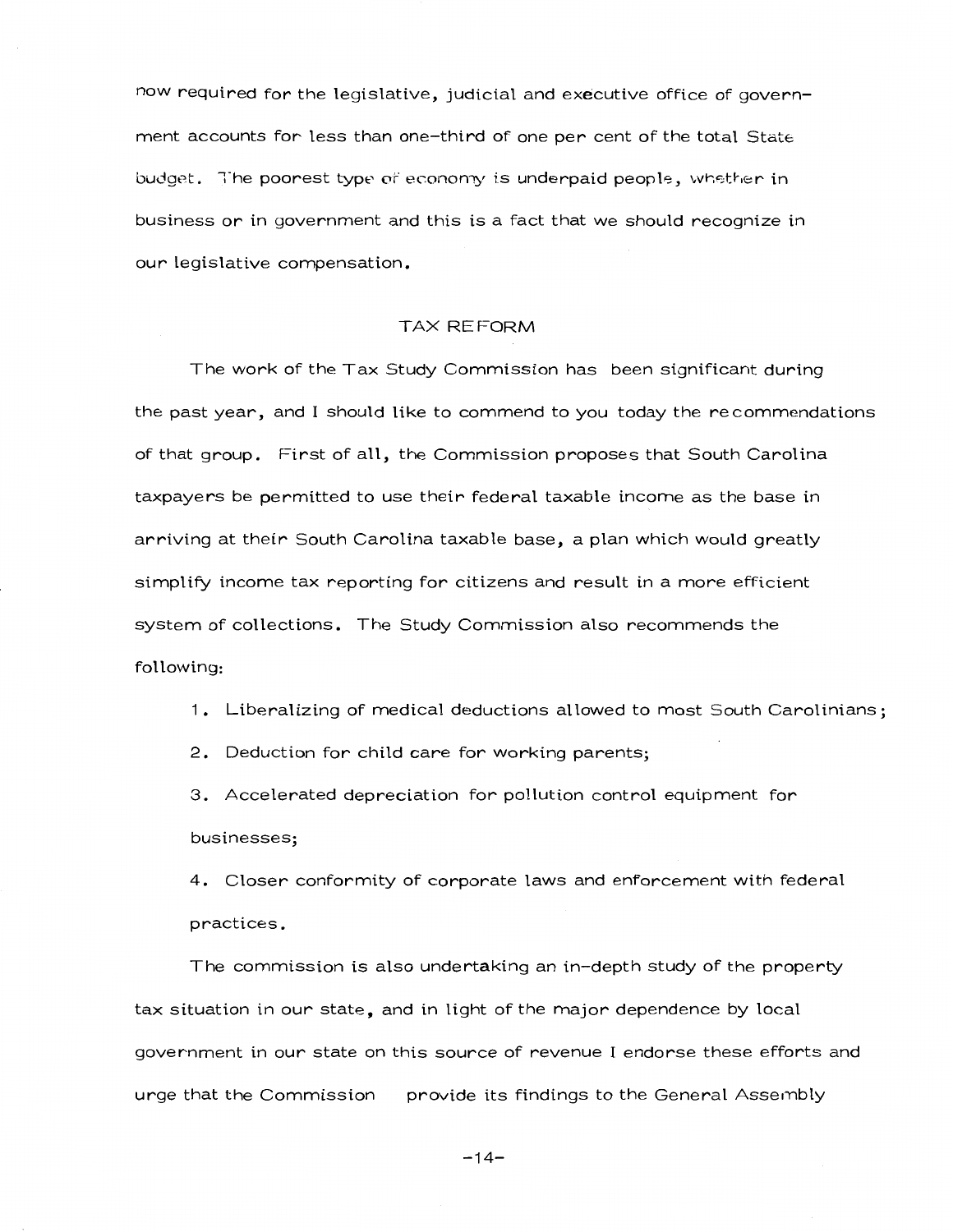now required for the legislative, judicial and executive office of government accounts for less than one-third of one per cent of the total State budget. The poorest type of economy is underpaid people, whether in business or in government and this is a fact that we should recognize in our legislative compensation.

## TAX REFORM

The work of the Tax Study Commission has been significant during the past year, and I should like to commend to you today the recommendations of that group. First of all, the Commission proposes that South Carolina taxpayers be permitted to use their federal taxable income as the base in arriving at their South Carolina taxable base, a plan which would greatly simplify income tax reporting for citizens and result in a more efficient system of collections. The Study Commission also recommends the following:

1. Liberalizing of medical deductions allowed to most South Carolinians;
2. Deduction for child care for working parents;
3. Accelerated depreciation for pollution control equipment for businesses;
4. Closer conformity of corporate laws and enforcement with federal practices.

The commission is also undertaking an in-depth study of the property tax situation in our state, and in light of the major dependence by local government in our state on this source of revenue I endorse these efforts and urge that the Commission provide its findings to the General Assembly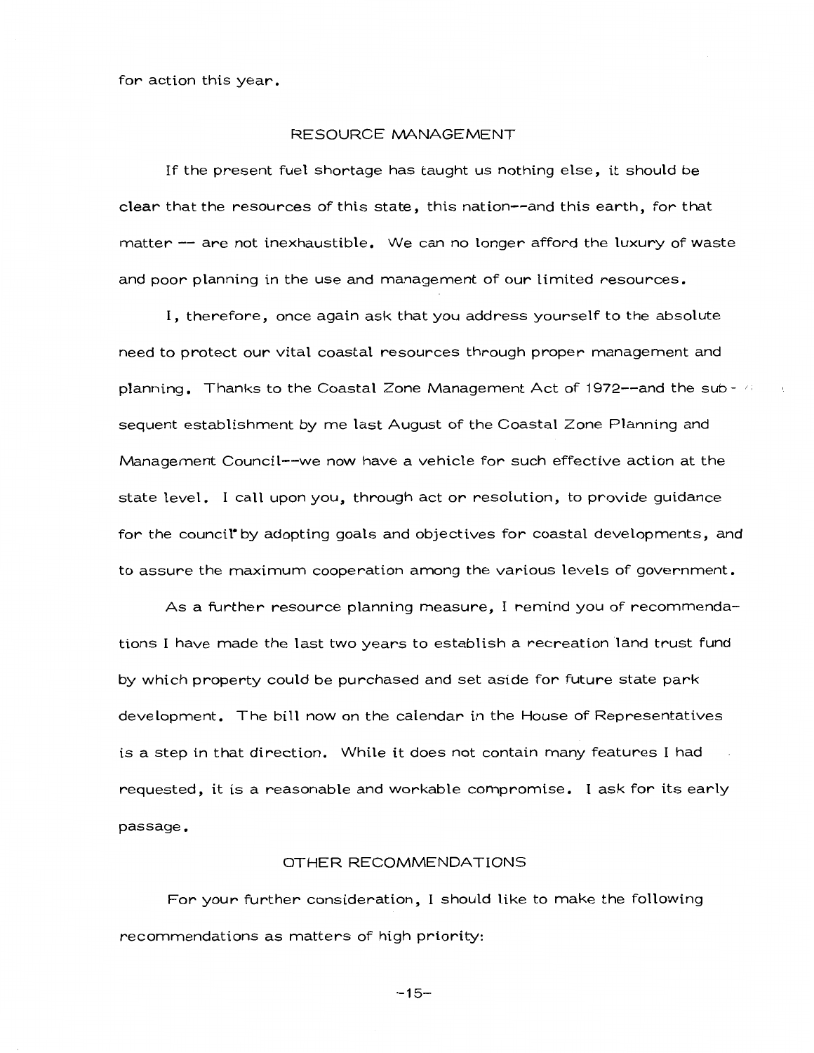for action this year.

## RESOURCE MANAGEMENT

If the present fuel shortage has taught us nothing else, it should be clear that the resources of this state, this nation--and this earth, for that matter -- are not inexhaustible. We can no longer afford the luxury of waste and poor planning in the use and management of our limited resources.

I, therefore, once again ask that you address yourself to the absolute need to protect our vital coastal resources through proper management and planning. Thanks to the Coastal Zone Management Act of 1972--and the subsequent establishment by me last August of the Coastal Zone Planning and Management Council--we now have a vehicle for such effective action at the state level. I call upon you, through act or resolution, to provide guidance for the council by adopting goals and objectives for coastal developments, and to assure the maximum cooperation among the various levels of government.

As a further resource planning measure, I remind you of recommendations I have made the last two years to establish a recreation land trust fund by which property could be purchased and set aside for future state park development. The bill now on the calendar in the House of Representatives is a step in that direction. While it does not contain many features I had requested, it is a reasonable and workable compromise. I ask for its early passage.

## OTHER RECOMMENDATIONS

For your further consideration, I should like to make the following recommendations as matters of high priority: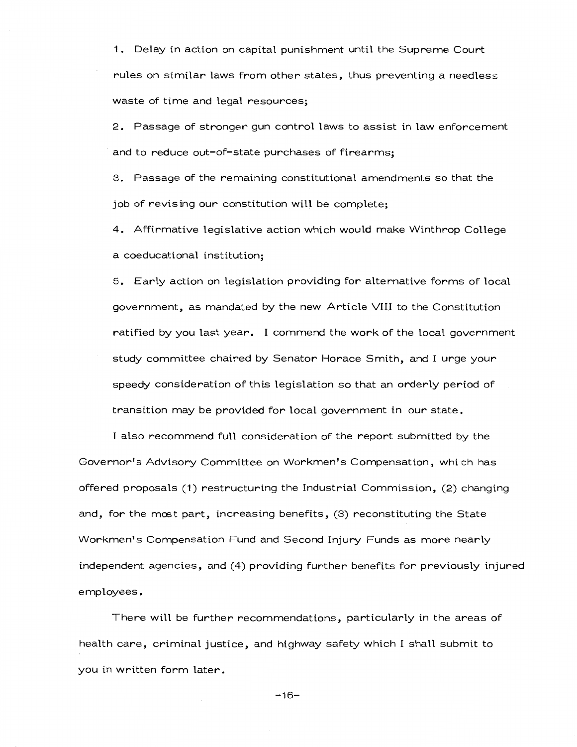1. Delay in action on capital punishment until the Supreme Court rules on similar laws from other states, thus preventing a needless waste of time and legal resources;

2. Passage of stronger gun control laws to assist in law enforcement and to reduce out-of-state purchases of firearms;

3. Passage of the remaining constitutional amendments so that the job of revising our constitution will be complete;

4. Affirmative legislative action which would make Winthrop College a coeducational institution;

5. Early action on legislation providing for alternative forms of local government, as mandated by the new Article VIII to the Constitution ratified by you last year. I commend the work of the local government study committee chaired by Senator Horace Smith, and I urge your speedy consideration of this legislation so that an orderly period of transition may be provided for local government in our state.

I also recommend full consideration of the report submitted by the Governor's Advisory Committee on Workmen's Compensation, which has offered proposals (1) restructuring the Industrial Commission, (2) changing and, for the most part, increasing benefits, (3) reconstituting the State Workmen's Compensation Fund and Second Injury Funds as more nearly independent agencies, and (4) providing further benefits for previously injured employees.

There will be further recommendations, particularly in the areas of health care, criminal justice, and highway safety which I shall submit to you in written form later.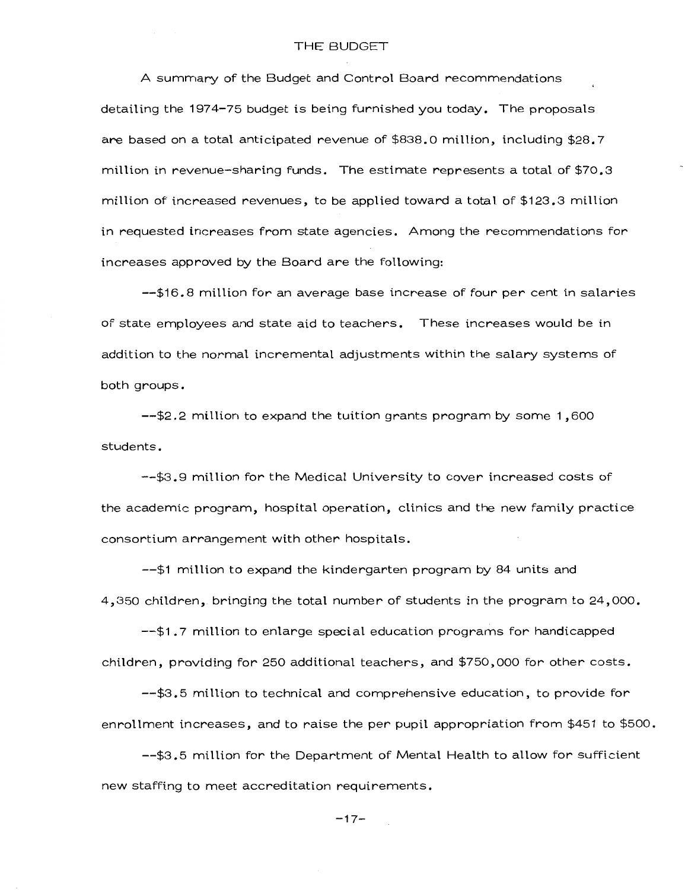# THE BUDGET

A summary of the Budget and Control Board recommendations detailing the 1974-75 budget is being furnished you today. The proposals are based on a total anticipated revenue of $838.0 million, including $28.7 million in revenue-sharing funds. The estimate represents a total of $70.3 million of increased revenues, to be applied toward a total of $123.3 million in requested increases from state agencies. Among the recommendations for increases approved by the Board are the following:

--$16.8 million for an average base increase of four per cent in salaries of state employees and state aid to teachers. These increases would be in addition to the normal incremental adjustments within the salary systems of both groups.

--$2.2 million to expand the tuition grants program by some 1,600 students.

--$3.9 million for the Medical University to cover increased costs of the academic program, hospital operation, clinics and the new family practice consortium arrangement with other hospitals.

--$1 million to expand the kindergarten program by 84 units and 4,350 children, bringing the total number of students in the program to 24,000.

--$1.7 million to enlarge special education programs for handicapped children, providing for 250 additional teachers, and $750,000 for other costs.

--$3.5 million to technical and comprehensive education, to provide for enrollment increases, and to raise the per pupil appropriation from $451 to $500.

--$3.5 million for the Department of Mental Health to allow for sufficient new staffing to meet accreditation requirements.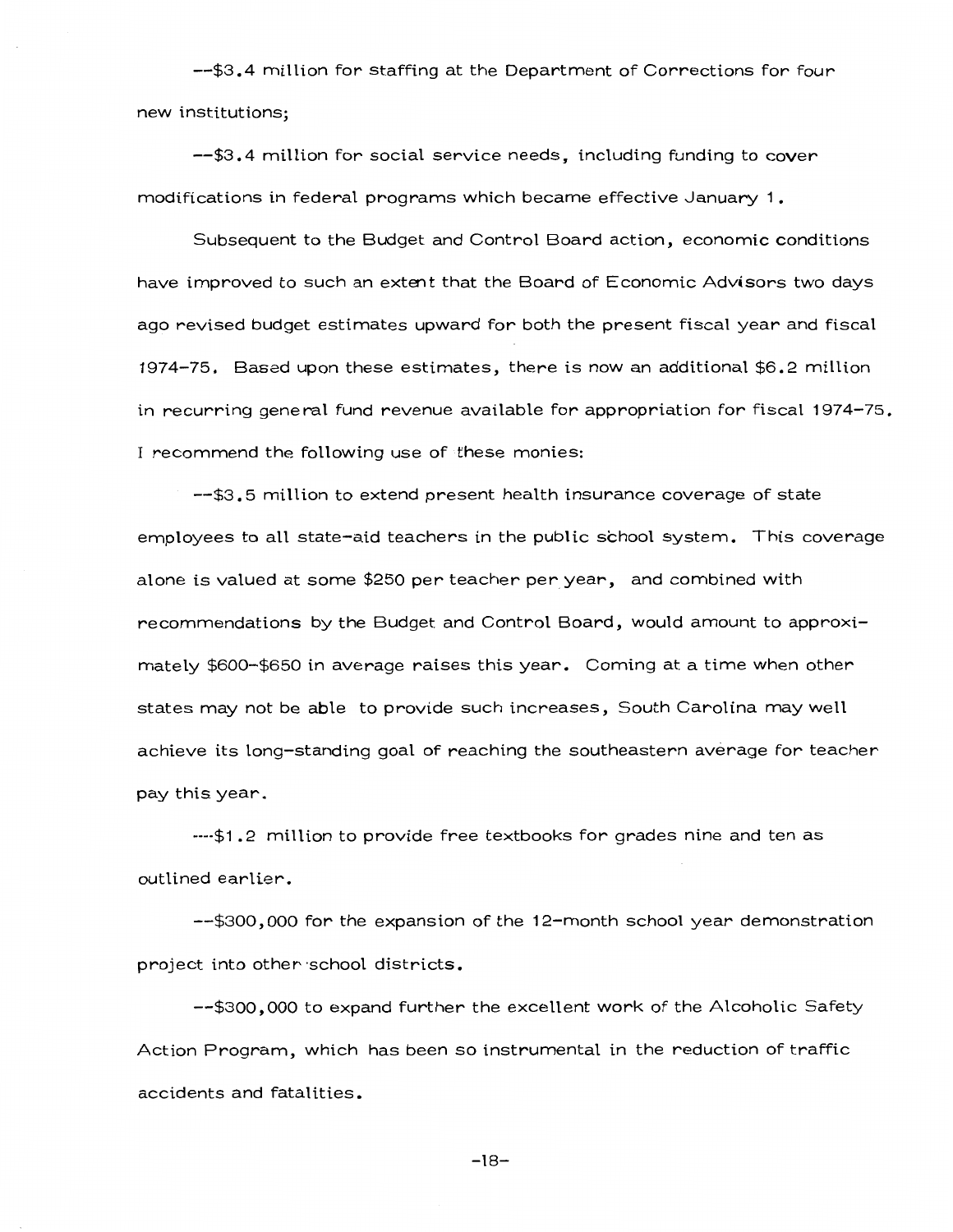--$3.4 million for staffing at the Department of Corrections for four new institutions;

--$3.4 million for social service needs, including funding to cover modifications in federal programs which became effective January 1.

Subsequent to the Budget and Control Board action, economic conditions have improved to such an extent that the Board of Economic Advisors two days ago revised budget estimates upward for both the present fiscal year and fiscal 1974-75. Based upon these estimates, there is now an additional $6.2 million in recurring general fund revenue available for appropriation for fiscal 1974-75. I recommend the following use of these monies:

--$3.5 million to extend present health insurance coverage of state employees to all state-aid teachers in the public school system. This coverage alone is valued at some $250 per teacher per year, and combined with recommendations by the Budget and Control Board, would amount to approximately $600-$650 in average raises this year. Coming at a time when other states may not be able to provide such increases, South Carolina may well achieve its long-standing goal of reaching the southeastern average for teacher pay this year.

----$1.2 million to provide free textbooks for grades nine and ten as outlined earlier.

--$300,000 for the expansion of the 12-month school year demonstration project into other school districts.

--$300,000 to expand further the excellent work of the Alcoholic Safety Action Program, which has been so instrumental in the reduction of traffic accidents and fatalities.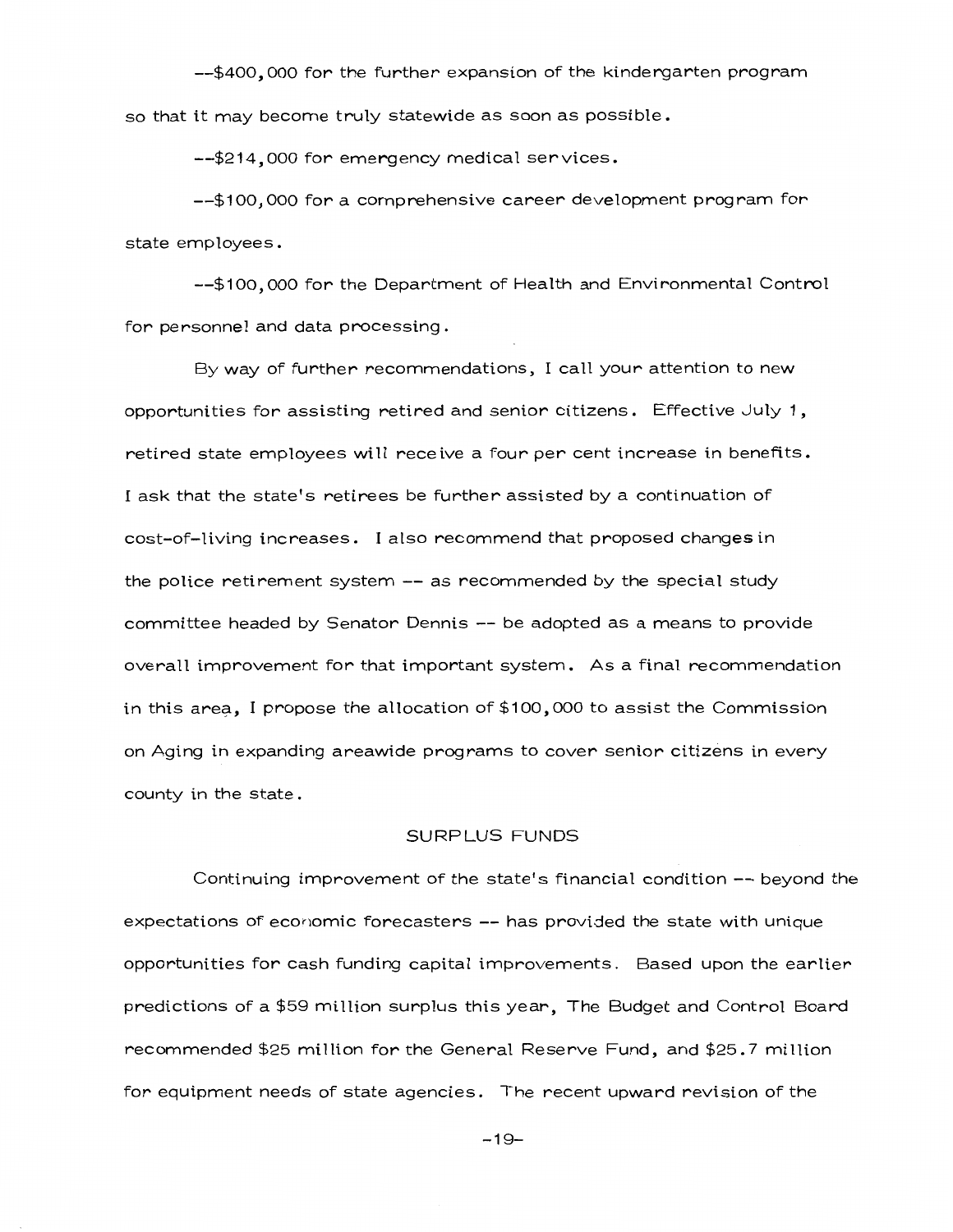--$400,000 for the further expansion of the kindergarten program so that it may become truly statewide as soon as possible.

--$214,000 for emergency medical services.

--$100,000 for a comprehensive career development program for state employees.

--$100,000 for the Department of Health and Environmental Control for personnel and data processing.

By way of further recommendations, I call your attention to new opportunities for assisting retired and senior citizens. Effective July 1, retired state employees will receive a four per cent increase in benefits. I ask that the state's retirees be further assisted by a continuation of cost-of-living increases. I also recommend that proposed changes in the police retirement system -- as recommended by the special study committee headed by Senator Dennis -- be adopted as a means to provide overall improvement for that important system. As a final recommendation in this area, I propose the allocation of $100,000 to assist the Commission on Aging in expanding areawide programs to cover senior citizens in every county in the state.

## SURPLUS FUNDS

Continuing improvement of the state's financial condition -- beyond the expectations of economic forecasters -- has provided the state with unique opportunities for cash funding capital improvements. Based upon the earlier predictions of a $59 million surplus this year, The Budget and Control Board recommended $25 million for the General Reserve Fund, and $25.7 million for equipment needs of state agencies. The recent upward revision of the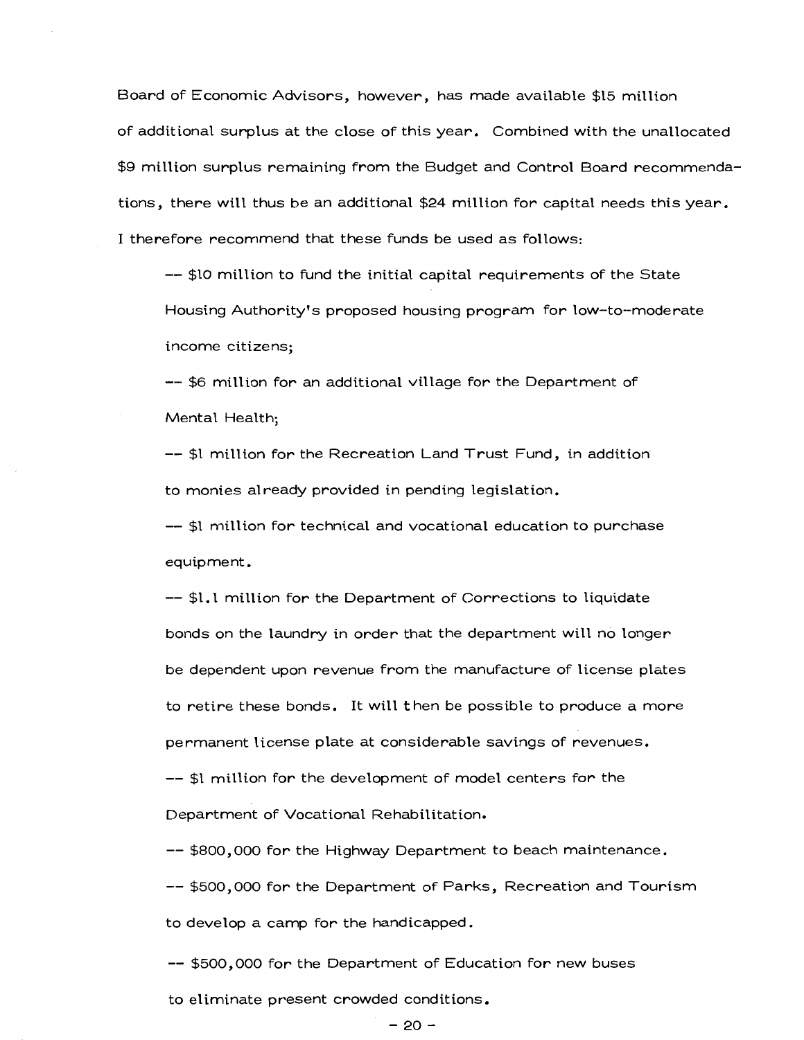Board of Economic Advisors, however, has made available $15 million of additional surplus at the close of this year. Combined with the unallocated $9 million surplus remaining from the Budget and Control Board recommendations, there will thus be an additional $24 million for capital needs this year. I therefore recommend that these funds be used as follows:

-- $10 million to fund the initial capital requirements of the State Housing Authority's proposed housing program for low-to-moderate income citizens;

-- $6 million for an additional village for the Department of Mental Health;

-- $1 million for the Recreation Land Trust Fund, in addition to monies already provided in pending legislation.

-- $1 million for technical and vocational education to purchase equipment.

-- $1.1 million for the Department of Corrections to liquidate bonds on the laundry in order that the department will no longer be dependent upon revenue from the manufacture of license plates to retire these bonds. It will then be possible to produce a more permanent license plate at considerable savings of revenues.

-- $1 million for the development of model centers for the Department of Vocational Rehabilitation.

-- $800,000 for the Highway Department to beach maintenance.

-- $500,000 for the Department of Parks, Recreation and Tourism to develop a camp for the handicapped.

-- $500,000 for the Department of Education for new buses to eliminate present crowded conditions.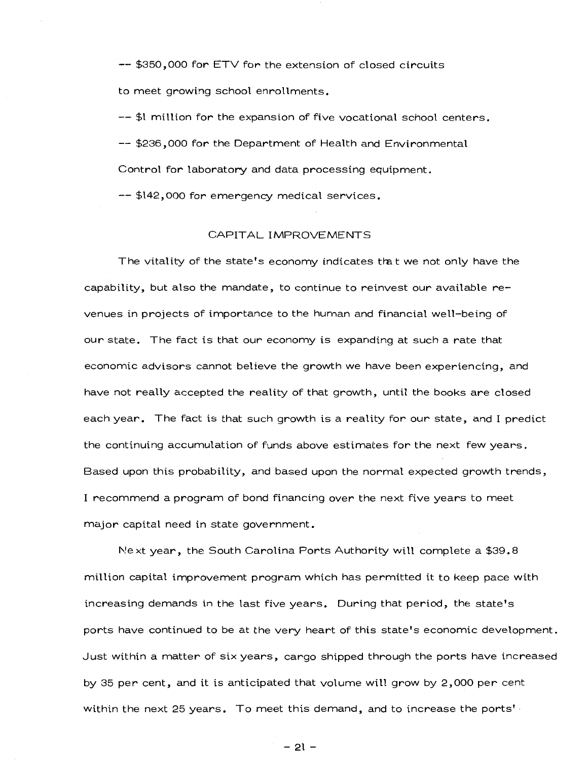-- $350,000 for ETV for the extension of closed circuits to meet growing school enrollments.

-- $1 million for the expansion of five vocational school centers.

-- $236,000 for the Department of Health and Environmental Control for laboratory and data processing equipment.

-- $142,000 for emergency medical services.

## CAPITAL IMPROVEMENTS

The vitality of the state's economy indicates that we not only have the capability, but also the mandate, to continue to reinvest our available revenues in projects of importance to the human and financial well-being of our state. The fact is that our economy is expanding at such a rate that economic advisors cannot believe the growth we have been experiencing, and have not really accepted the reality of that growth, until the books are closed each year. The fact is that such growth is a reality for our state, and I predict the continuing accumulation of funds above estimates for the next few years. Based upon this probability, and based upon the normal expected growth trends, I recommend a program of bond financing over the next five years to meet major capital need in state government.

Next year, the South Carolina Ports Authority will complete a $39.8 million capital improvement program which has permitted it to keep pace with increasing demands in the last five years. During that period, the state's ports have continued to be at the very heart of this state's economic development. Just within a matter of six years, cargo shipped through the ports have increased by 35 per cent, and it is anticipated that volume will grow by 2,000 per cent within the next 25 years. To meet this demand, and to increase the ports'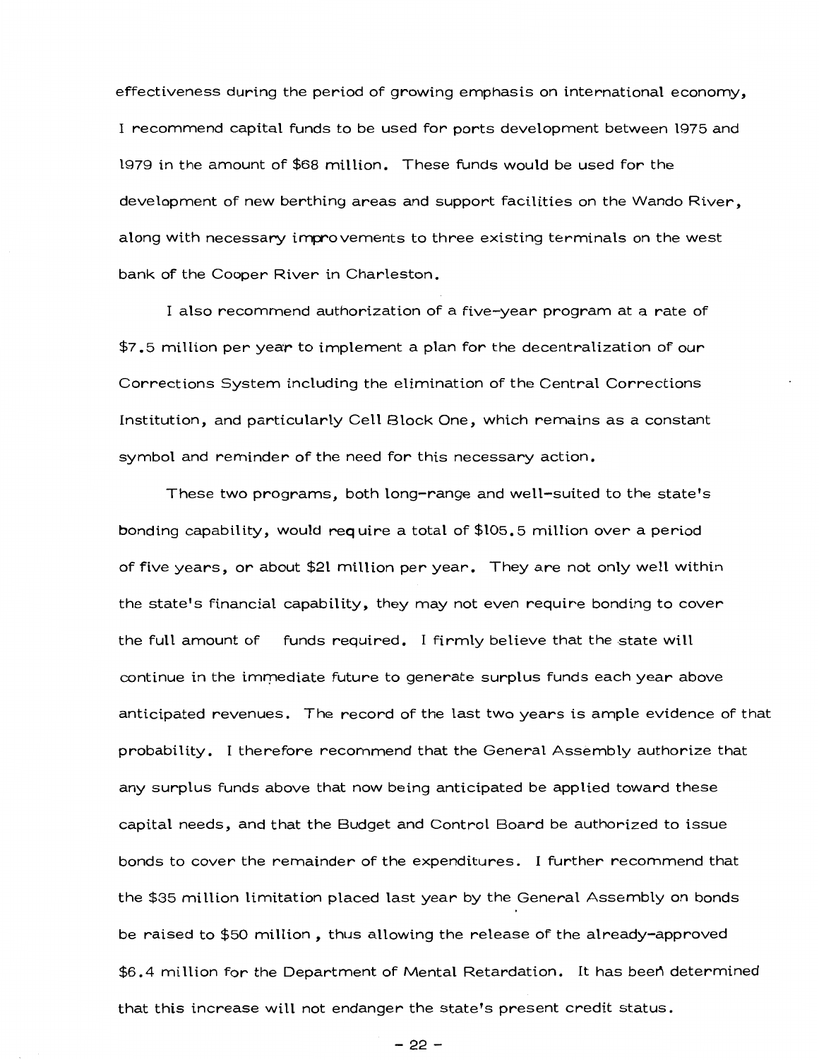effectiveness during the period of growing emphasis on international economy, I recommend capital funds to be used for ports development between 1975 and 1979 in the amount of $68 million. These funds would be used for the development of new berthing areas and support facilities on the Wando River, along with necessary improvements to three existing terminals on the west bank of the Cooper River in Charleston.

I also recommend authorization of a five-year program at a rate of $7.5 million per year to implement a plan for the decentralization of our Corrections System including the elimination of the Central Corrections Institution, and particularly Cell Block One, which remains as a constant symbol and reminder of the need for this necessary action.

These two programs, both long-range and well-suited to the state's bonding capability, would require a total of $105.5 million over a period of five years, or about $21 million per year. They are not only well within the state's financial capability, they may not even require bonding to cover the full amount of funds required. I firmly believe that the state will continue in the immediate future to generate surplus funds each year above anticipated revenues. The record of the last two years is ample evidence of that probability. I therefore recommend that the General Assembly authorize that any surplus funds above that now being anticipated be applied toward these capital needs, and that the Budget and Control Board be authorized to issue bonds to cover the remainder of the expenditures. I further recommend that the $35 million limitation placed last year by the General Assembly on bonds be raised to $50 million, thus allowing the release of the already-approved $6.4 million for the Department of Mental Retardation. It has been determined that this increase will not endanger the state's present credit status.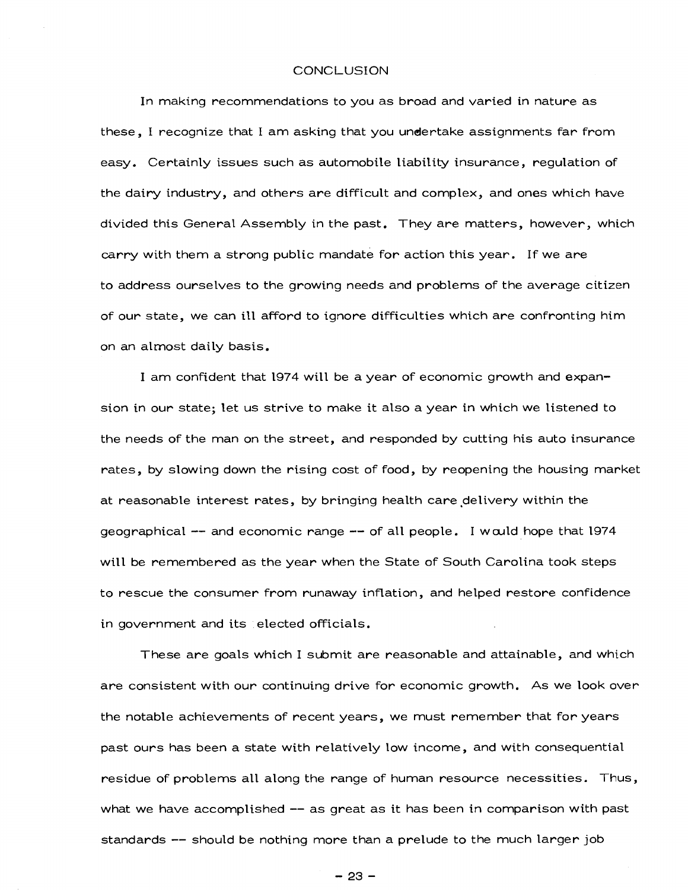## CONCLUSION

In making recommendations to you as broad and varied in nature as these, I recognize that I am asking that you undertake assignments far from easy. Certainly issues such as automobile liability insurance, regulation of the dairy industry, and others are difficult and complex, and ones which have divided this General Assembly in the past. They are matters, however, which carry with them a strong public mandate for action this year. If we are to address ourselves to the growing needs and problems of the average citizen of our state, we can ill afford to ignore difficulties which are confronting him on an almost daily basis.

I am confident that 1974 will be a year of economic growth and expansion in our state; let us strive to make it also a year in which we listened to the needs of the man on the street, and responded by cutting his auto insurance rates, by slowing down the rising cost of food, by reopening the housing market at reasonable interest rates, by bringing health care delivery within the geographical -- and economic range -- of all people. I would hope that 1974 will be remembered as the year when the State of South Carolina took steps to rescue the consumer from runaway inflation, and helped restore confidence in government and its elected officials.

These are goals which I submit are reasonable and attainable, and which are consistent with our continuing drive for economic growth. As we look over the notable achievements of recent years, we must remember that for years past ours has been a state with relatively low income, and with consequential residue of problems all along the range of human resource necessities. Thus, what we have accomplished -- as great as it has been in comparison with past standards -- should be nothing more than a prelude to the much larger job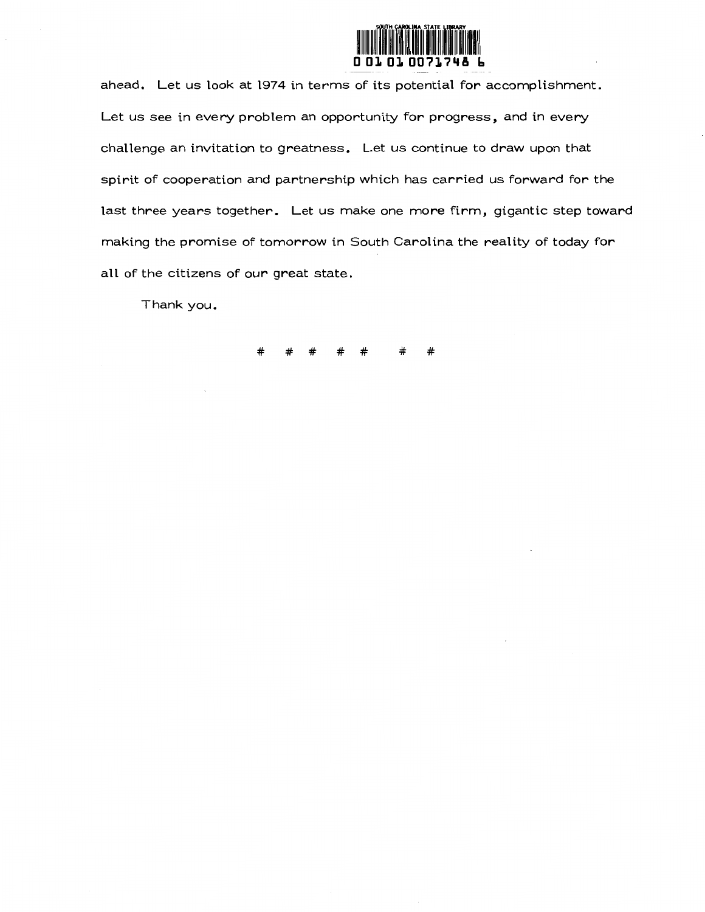ahead. Let us look at 1974 in terms of its potential for accomplishment. Let us see in every problem an opportunity for progress, and in every challenge an invitation to greatness. Let us continue to draw upon that spirit of cooperation and partnership which has carried us forward for the last three years together. Let us make one more firm, gigantic step toward making the promise of tomorrow in South Carolina the reality of today for all of the citizens of our great state.

Thank you.

# # # # # # #